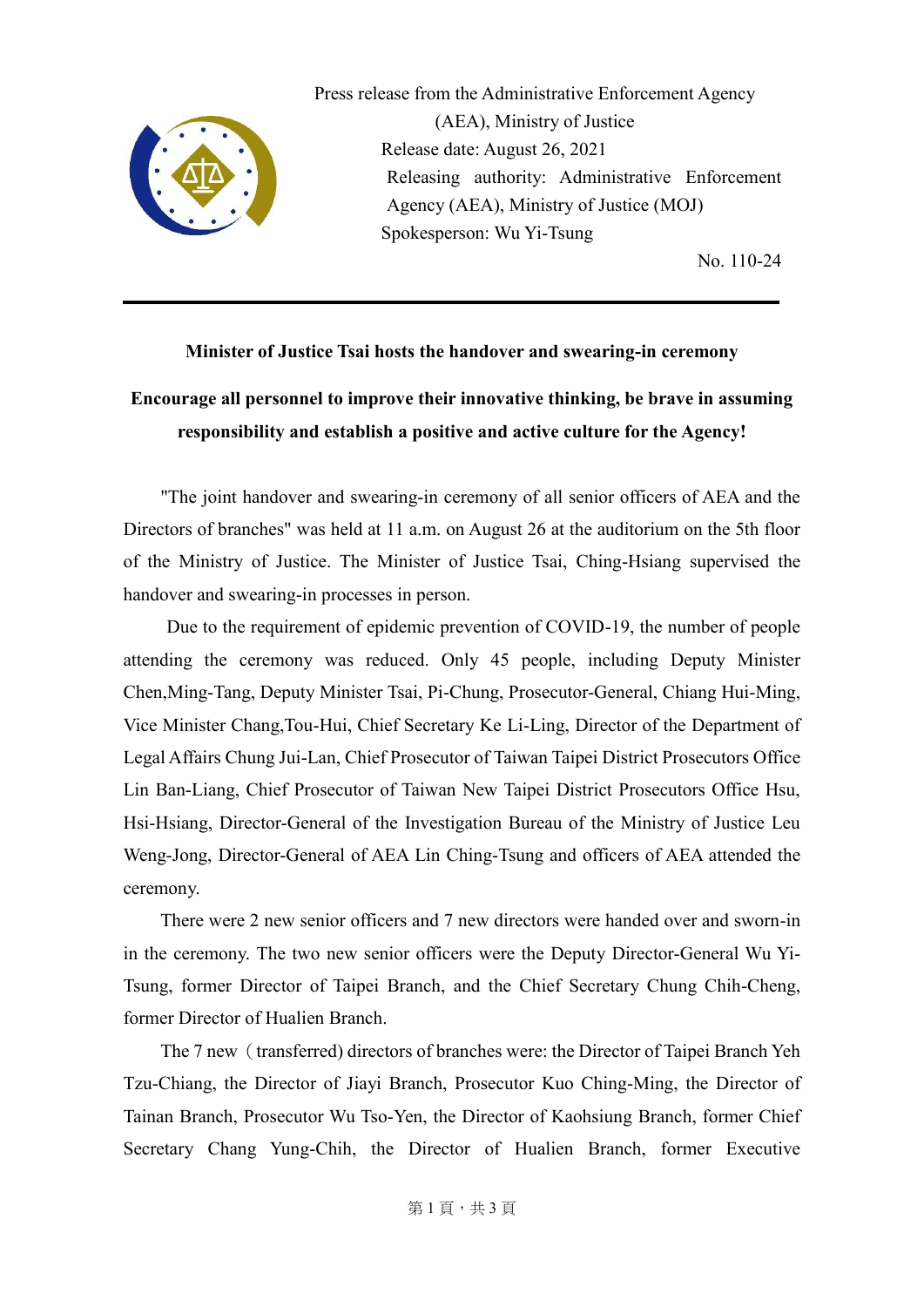Press release from the Administrative Enforcement Agency (AEA), Ministry of Justice

Release date: August 26, 2021

Releasing authority: Administrative Enforcement Agency (AEA), Ministry of Justice (MOJ)

Spokesperson: Wu Yi-Tsung

No. 110-24

---

**Minister of Justice Tsai hosts the handover and swearing-in ceremony**

**Encourage all personnel to improve their innovative thinking, be brave in assuming responsibility and establish a positive and active culture for the Agency!**

"The joint handover and swearing-in ceremony of all senior officers of AEA and the Directors of branches" was held at 11 a.m. on August 26 at the auditorium on the 5th floor of the Ministry of Justice. The Minister of Justice Tsai, Ching-Hsiang supervised the handover and swearing-in processes in person.

Due to the requirement of epidemic prevention of COVID-19, the number of people attending the ceremony was reduced. Only 45 people, including Deputy Minister Chen,Ming-Tang, Deputy Minister Tsai, Pi-Chung, Prosecutor-General, Chiang Hui-Ming, Vice Minister Chang,Tou-Hui, Chief Secretary Ke Li-Ling, Director of the Department of Legal Affairs Chung Jui-Lan, Chief Prosecutor of Taiwan Taipei District Prosecutors Office Lin Ban-Liang, Chief Prosecutor of Taiwan New Taipei District Prosecutors Office Hsu, Hsi-Hsiang, Director-General of the Investigation Bureau of the Ministry of Justice Leu Weng-Jong, Director-General of AEA Lin Ching-Tsung and officers of AEA attended the ceremony.

There were 2 new senior officers and 7 new directors were handed over and sworn-in in the ceremony. The two new senior officers were the Deputy Director-General Wu Yi-Tsung, former Director of Taipei Branch, and the Chief Secretary Chung Chih-Cheng, former Director of Hualien Branch.

The 7 new（transferred) directors of branches were: the Director of Taipei Branch Yeh Tzu-Chiang, the Director of Jiayi Branch, Prosecutor Kuo Ching-Ming, the Director of Tainan Branch, Prosecutor Wu Tso-Yen, the Director of Kaohsiung Branch, former Chief Secretary Chang Yung-Chih, the Director of Hualien Branch, former Executive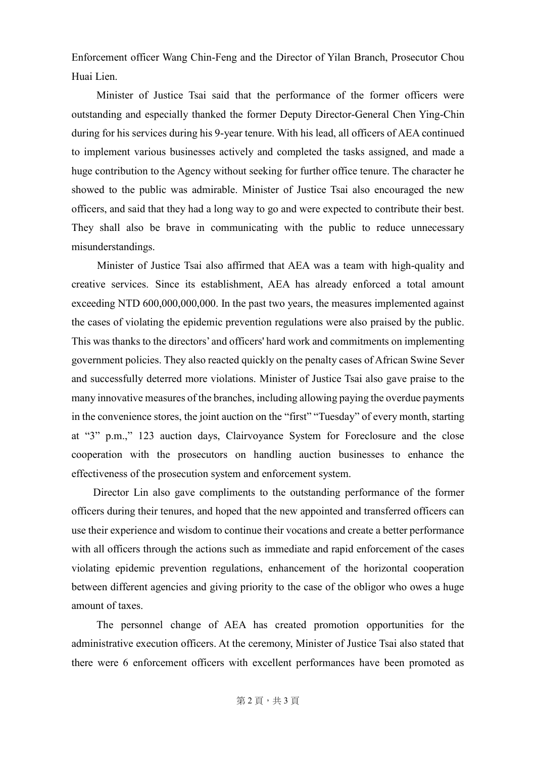Enforcement officer Wang Chin-Feng and the Director of Yilan Branch, Prosecutor Chou Huai Lien.

Minister of Justice Tsai said that the performance of the former officers were outstanding and especially thanked the former Deputy Director-General Chen Ying-Chin during for his services during his 9-year tenure. With his lead, all officers of AEA continued to implement various businesses actively and completed the tasks assigned, and made a huge contribution to the Agency without seeking for further office tenure. The character he showed to the public was admirable. Minister of Justice Tsai also encouraged the new officers, and said that they had a long way to go and were expected to contribute their best. They shall also be brave in communicating with the public to reduce unnecessary misunderstandings.

Minister of Justice Tsai also affirmed that AEA was a team with high-quality and creative services. Since its establishment, AEA has already enforced a total amount exceeding NTD 600,000,000,000. In the past two years, the measures implemented against the cases of violating the epidemic prevention regulations were also praised by the public. This was thanks to the directors' and officers' hard work and commitments on implementing government policies. They also reacted quickly on the penalty cases of African Swine Sever and successfully deterred more violations. Minister of Justice Tsai also gave praise to the many innovative measures of the branches, including allowing paying the overdue payments in the convenience stores, the joint auction on the "first" "Tuesday" of every month, starting at "3" p.m.," 123 auction days, Clairvoyance System for Foreclosure and the close cooperation with the prosecutors on handling auction businesses to enhance the effectiveness of the prosecution system and enforcement system.

Director Lin also gave compliments to the outstanding performance of the former officers during their tenures, and hoped that the new appointed and transferred officers can use their experience and wisdom to continue their vocations and create a better performance with all officers through the actions such as immediate and rapid enforcement of the cases violating epidemic prevention regulations, enhancement of the horizontal cooperation between different agencies and giving priority to the case of the obligor who owes a huge amount of taxes.

The personnel change of AEA has created promotion opportunities for the administrative execution officers. At the ceremony, Minister of Justice Tsai also stated that there were 6 enforcement officers with excellent performances have been promoted as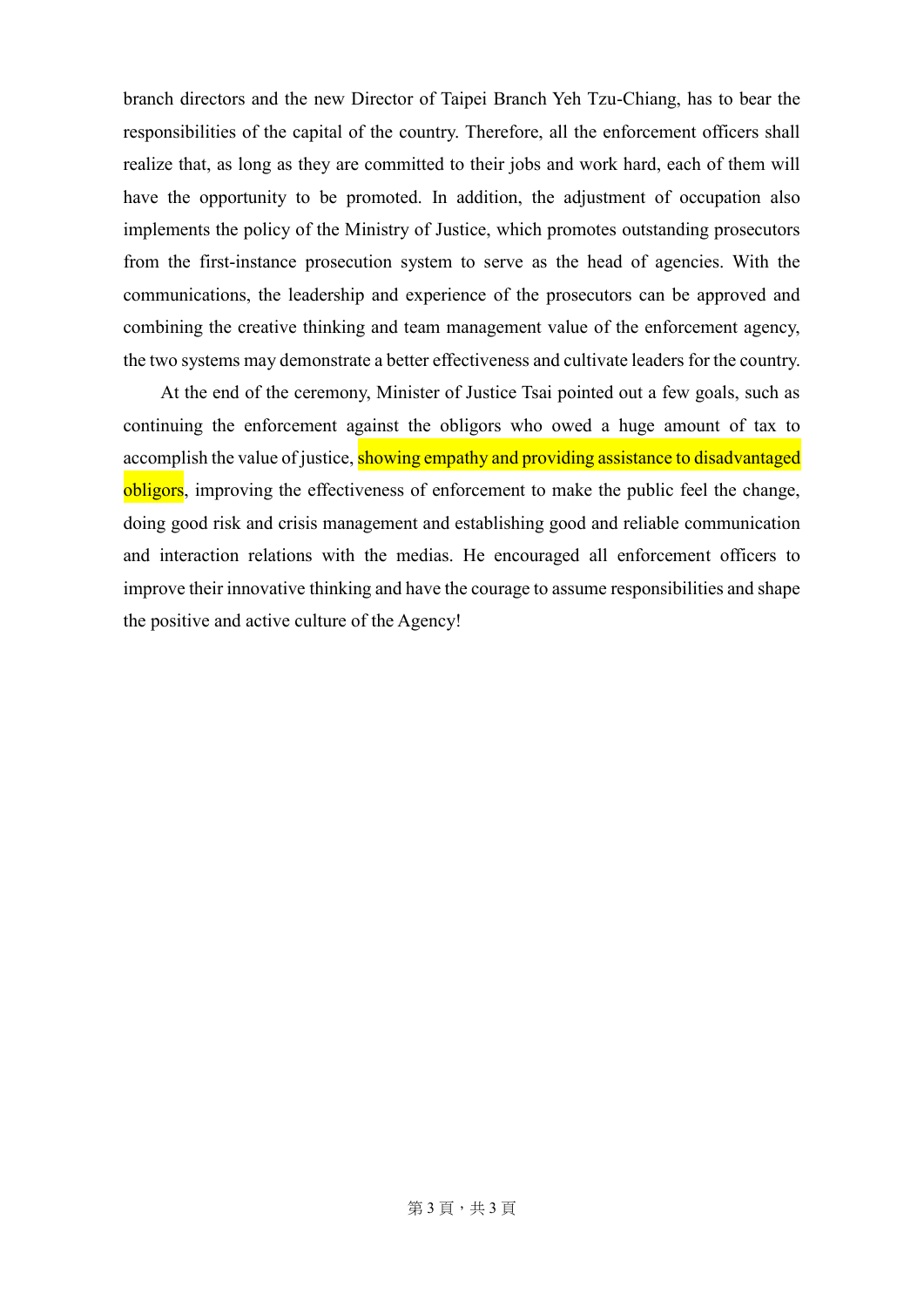branch directors and the new Director of Taipei Branch Yeh Tzu-Chiang, has to bear the responsibilities of the capital of the country. Therefore, all the enforcement officers shall realize that, as long as they are committed to their jobs and work hard, each of them will have the opportunity to be promoted. In addition, the adjustment of occupation also implements the policy of the Ministry of Justice, which promotes outstanding prosecutors from the first-instance prosecution system to serve as the head of agencies. With the communications, the leadership and experience of the prosecutors can be approved and combining the creative thinking and team management value of the enforcement agency, the two systems may demonstrate a better effectiveness and cultivate leaders for the country.

At the end of the ceremony, Minister of Justice Tsai pointed out a few goals, such as continuing the enforcement against the obligors who owed a huge amount of tax to accomplish the value of justice, showing empathy and providing assistance to disadvantaged obligors, improving the effectiveness of enforcement to make the public feel the change, doing good risk and crisis management and establishing good and reliable communication and interaction relations with the medias. He encouraged all enforcement officers to improve their innovative thinking and have the courage to assume responsibilities and shape the positive and active culture of the Agency!